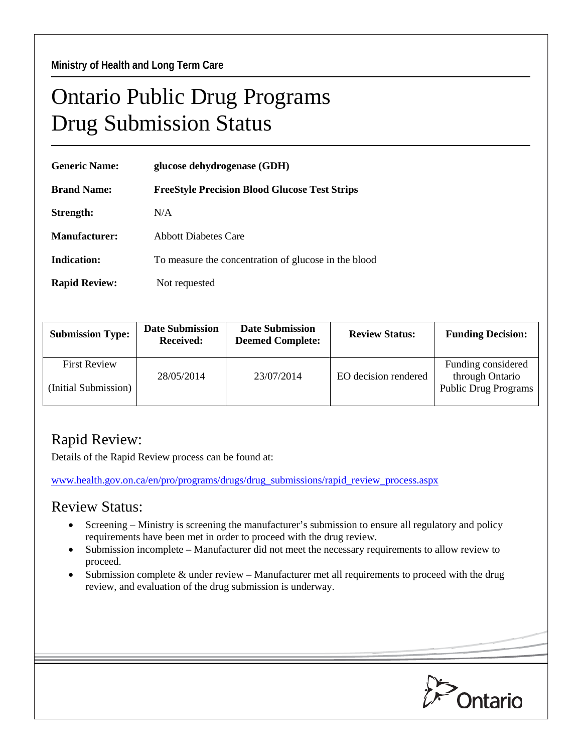Ministry of Health and Long Term Care

# Ontario Public Drug Programs
# Drug Submission Status

**Generic Name:** **glucose dehydrogenase (GDH)**

**Brand Name:** **FreeStyle Precision Blood Glucose Test Strips**

**Strength:** N/A

**Manufacturer:** Abbott Diabetes Care

**Indication:** To measure the concentration of glucose in the blood

**Rapid Review:** Not requested

| Submission Type: | Date Submission Received: | Date Submission Deemed Complete: | Review Status: | Funding Decision: |
|---|---|---|---|---|
| First Review (Initial Submission) | 28/05/2014 | 23/07/2014 | EO decision rendered | Funding considered through Ontario Public Drug Programs |

## Rapid Review:

Details of the Rapid Review process can be found at:

www.health.gov.on.ca/en/pro/programs/drugs/drug_submissions/rapid_review_process.aspx

## Review Status:

- Screening – Ministry is screening the manufacturer's submission to ensure all regulatory and policy requirements have been met in order to proceed with the drug review.
- Submission incomplete – Manufacturer did not meet the necessary requirements to allow review to proceed.
- Submission complete & under review – Manufacturer met all requirements to proceed with the drug review, and evaluation of the drug submission is underway.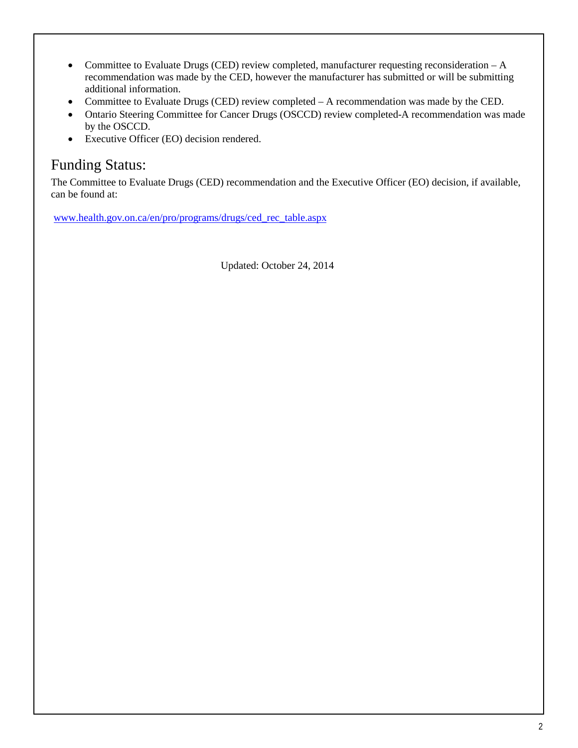- Committee to Evaluate Drugs (CED) review completed, manufacturer requesting reconsideration – A recommendation was made by the CED, however the manufacturer has submitted or will be submitting additional information.
- Committee to Evaluate Drugs (CED) review completed – A recommendation was made by the CED.
- Ontario Steering Committee for Cancer Drugs (OSCCD) review completed-A recommendation was made by the OSCCD.
- Executive Officer (EO) decision rendered.

## Funding Status:

The Committee to Evaluate Drugs (CED) recommendation and the Executive Officer (EO) decision, if available, can be found at:

[www.health.gov.on.ca/en/pro/programs/drugs/ced_rec_table.aspx](http://www.health.gov.on.ca/en/pro/programs/drugs/ced_rec_table.aspx)

Updated: October 24, 2014